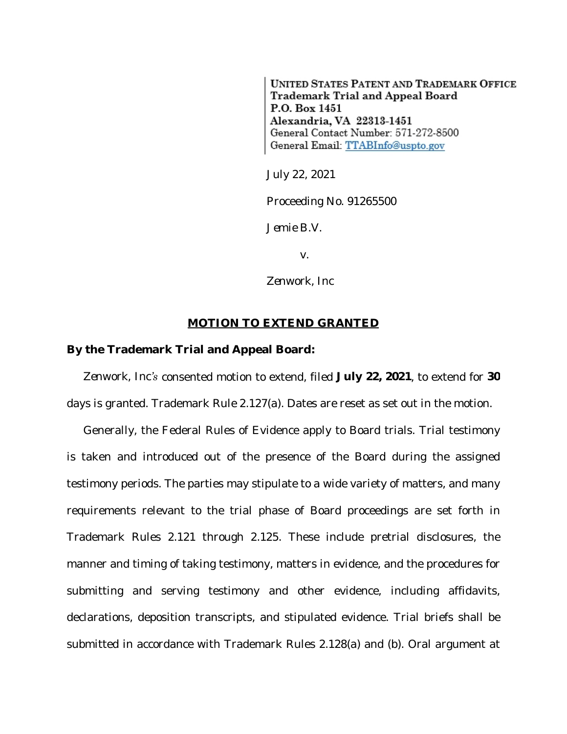UNITED STATES PATENT AND TRADEMARK OFFICE
Trademark Trial and Appeal Board
P.O. Box 1451
Alexandria, VA 22313-1451
General Contact Number: 571-272-8500
General Email: TTABInfo@uspto.gov

July 22, 2021

Proceeding No. 91265500

Jemie B.V.

v.

Zenwork, Inc

## MOTION TO EXTEND GRANTED

**By the Trademark Trial and Appeal Board:**

Zenwork, Inc's consented motion to extend, filed **July 22, 2021**, to extend for **30** days is granted. Trademark Rule 2.127(a). Dates are reset as set out in the motion.

Generally, the Federal Rules of Evidence apply to Board trials. Trial testimony is taken and introduced out of the presence of the Board during the assigned testimony periods. The parties may stipulate to a wide variety of matters, and many requirements relevant to the trial phase of Board proceedings are set forth in Trademark Rules 2.121 through 2.125. These include pretrial disclosures, the manner and timing of taking testimony, matters in evidence, and the procedures for submitting and serving testimony and other evidence, including affidavits, declarations, deposition transcripts, and stipulated evidence. Trial briefs shall be submitted in accordance with Trademark Rules 2.128(a) and (b). Oral argument at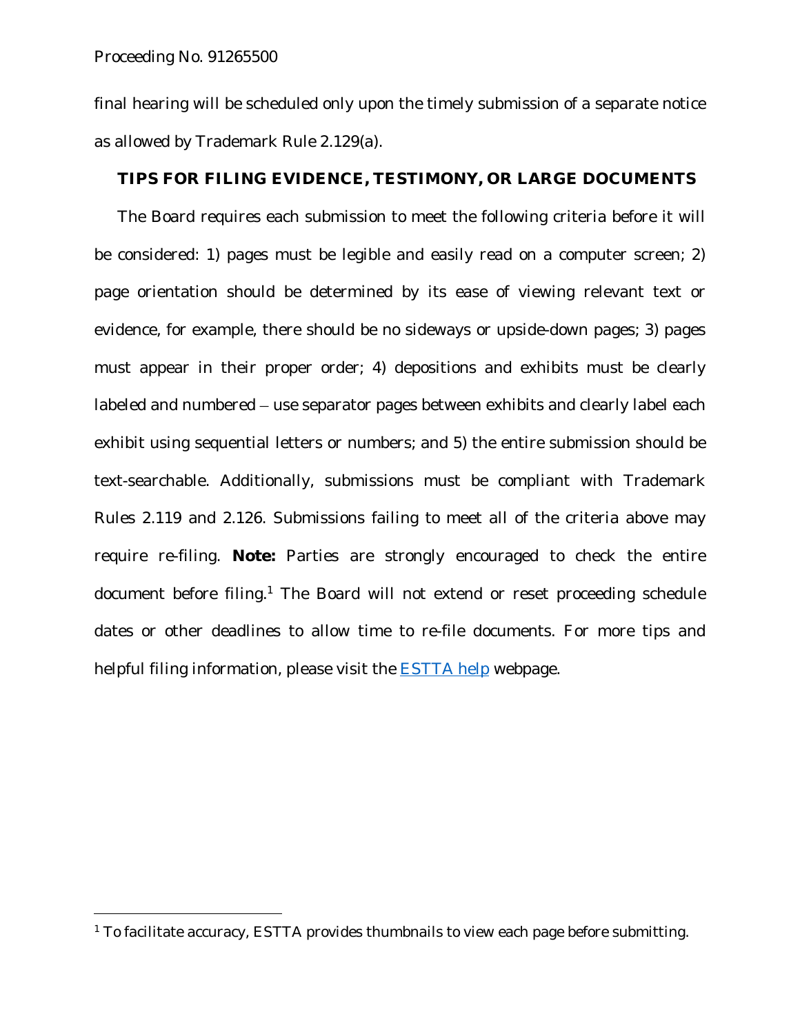final hearing will be scheduled only upon the timely submission of a separate notice as allowed by Trademark Rule 2.129(a).

## TIPS FOR FILING EVIDENCE, TESTIMONY, OR LARGE DOCUMENTS

The Board requires each submission to meet the following criteria before it will be considered: 1) pages must be legible and easily read on a computer screen; 2) page orientation should be determined by its ease of viewing relevant text or evidence, for example, there should be no sideways or upside-down pages; 3) pages must appear in their proper order; 4) depositions and exhibits must be clearly labeled and numbered – use separator pages between exhibits and clearly label each exhibit using sequential letters or numbers; and 5) the entire submission should be text-searchable. Additionally, submissions must be compliant with Trademark Rules 2.119 and 2.126. Submissions failing to meet all of the criteria above may require re-filing. **Note:** Parties are strongly encouraged to check the entire document before filing.[1] The Board will not extend or reset proceeding schedule dates or other deadlines to allow time to re-file documents. For more tips and helpful filing information, please visit the ESTTA help webpage.

---

[1] To facilitate accuracy, ESTTA provides thumbnails to view each page before submitting.